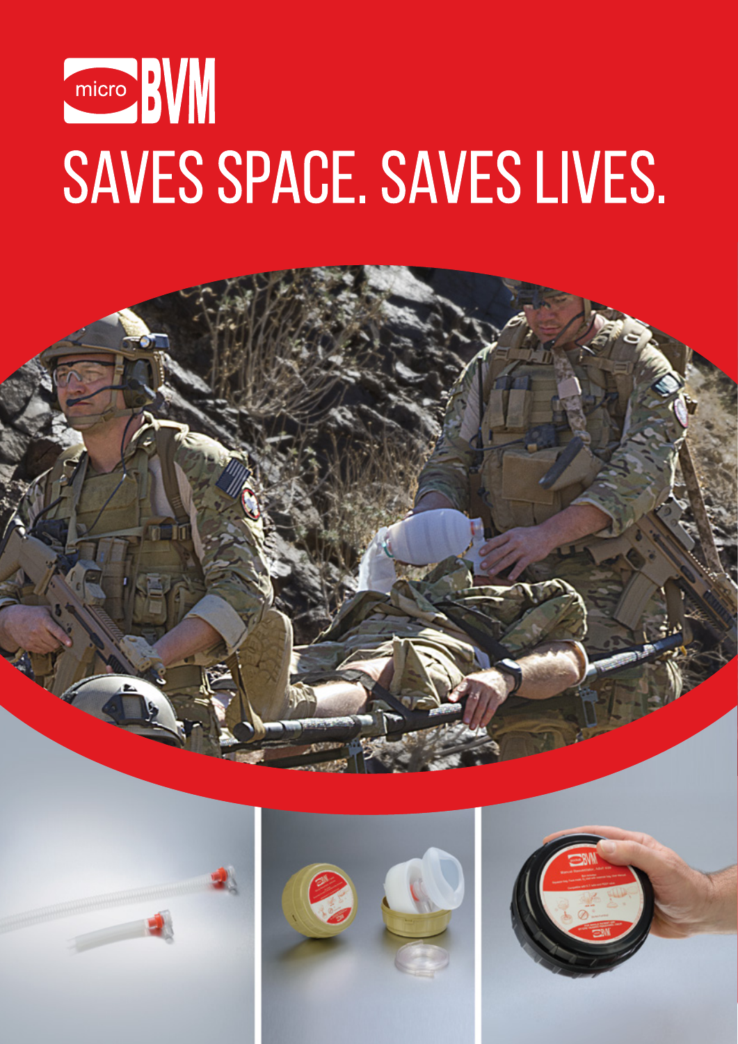# microBVM

# SAVES SPACE. SAVES LIVES.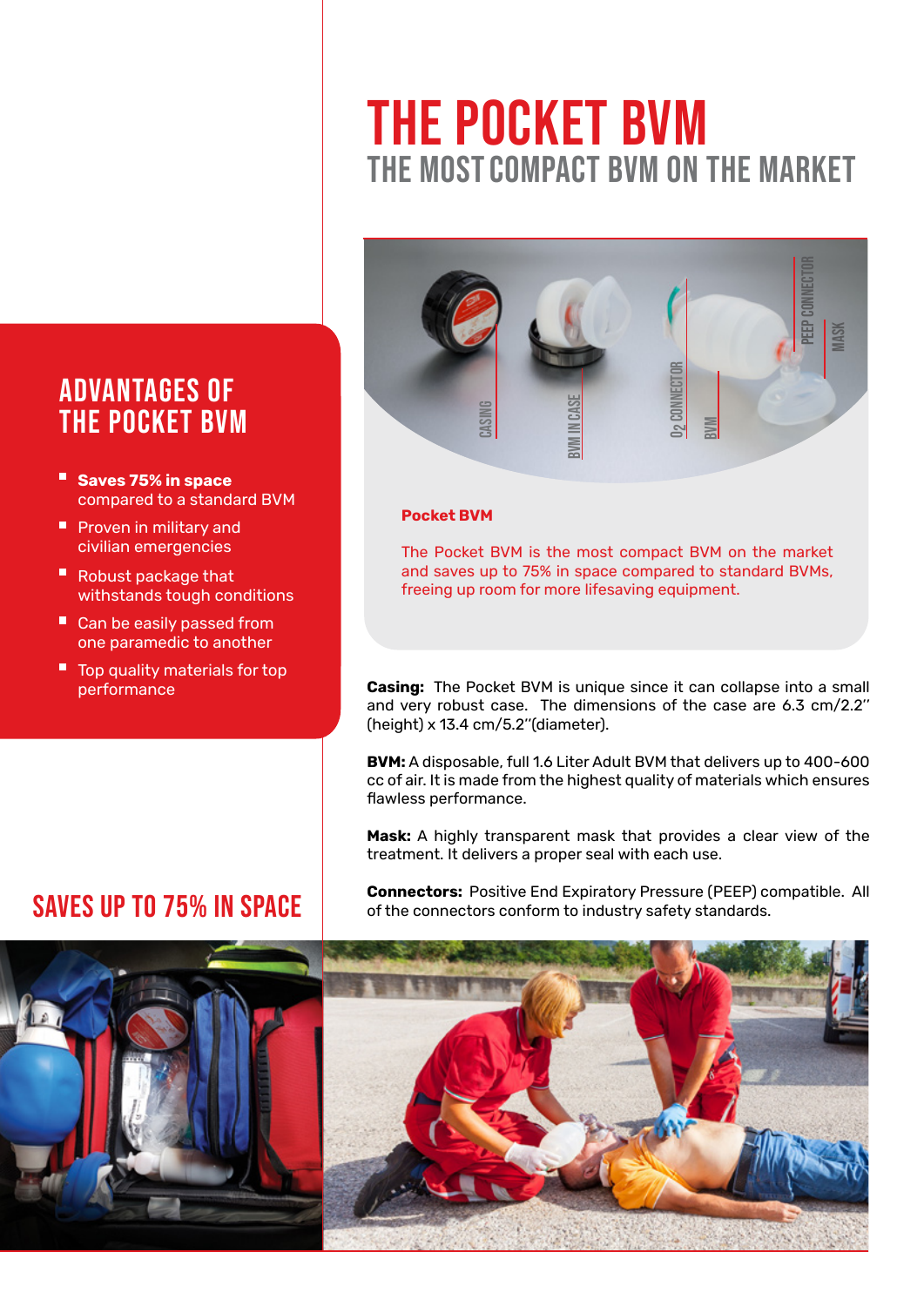# THE POCKET BVM

## THE MOST COMPACT BVM ON THE MARKET

## ADVANTAGES OF THE POCKET BVM

- **Saves 75% in space** compared to a standard BVM
- Proven in military and civilian emergencies
- Robust package that withstands tough conditions
- Can be easily passed from one paramedic to another
- Top quality materials for top performance

CASING | BVM IN CASE | $O_2$ CONNECTOR | BVM | PEEP CONNECTOR | MASK

**Pocket BVM**

The Pocket BVM is the most compact BVM on the market and saves up to 75% in space compared to standard BVMs, freeing up room for more lifesaving equipment.

**Casing:** The Pocket BVM is unique since it can collapse into a small and very robust case. The dimensions of the case are 6.3 cm/2.2'' (height) x 13.4 cm/5.2''(diameter).

**BVM:** A disposable, full 1.6 Liter Adult BVM that delivers up to 400-600 cc of air. It is made from the highest quality of materials which ensures flawless performance.

**Mask:** A highly transparent mask that provides a clear view of the treatment. It delivers a proper seal with each use.

**Connectors:** Positive End Expiratory Pressure (PEEP) compatible. All of the connectors conform to industry safety standards.

## SAVES UP TO 75% IN SPACE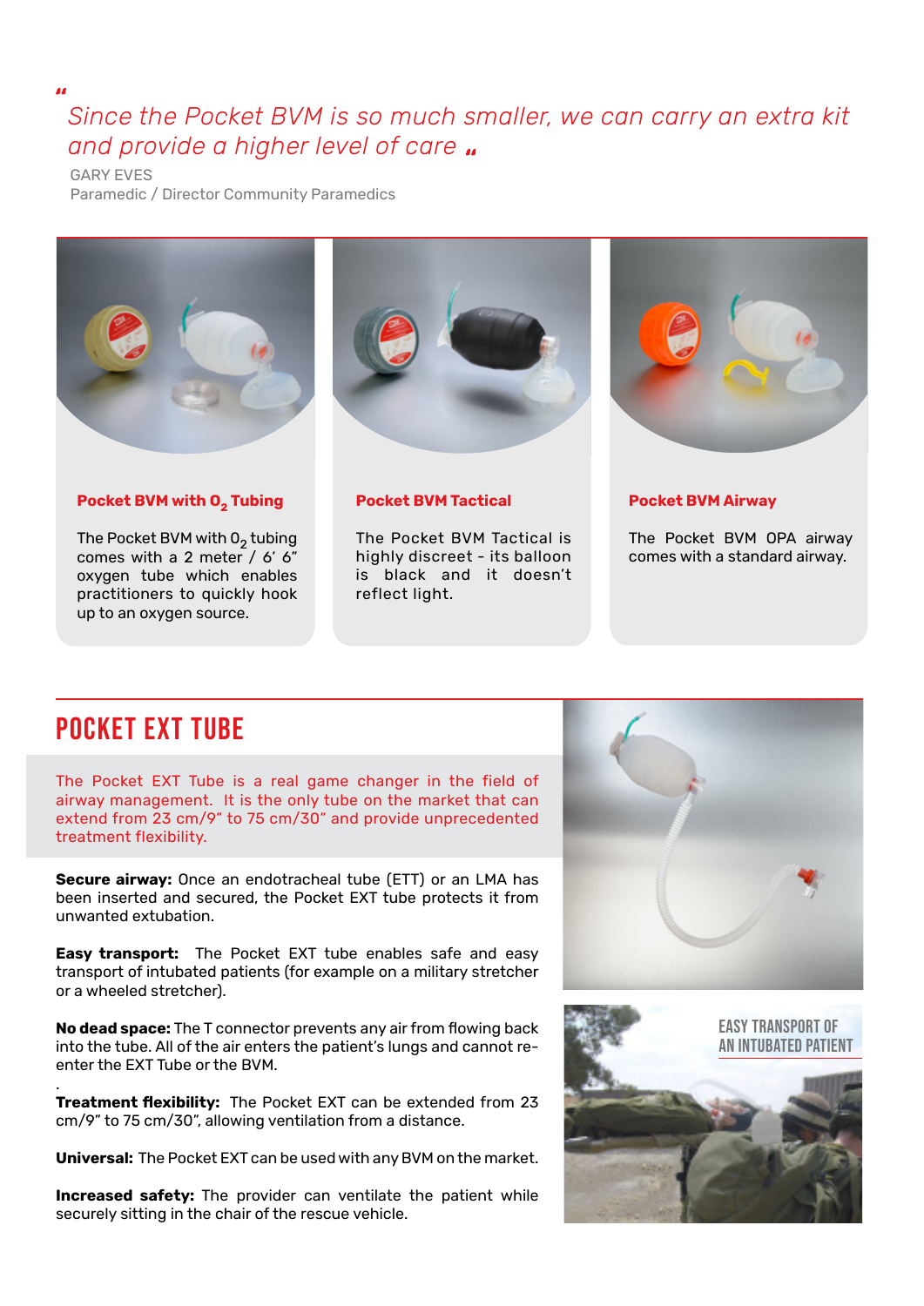*"Since the Pocket BVM is so much smaller, we can carry an extra kit and provide a higher level of care"*

GARY EVES
Paramedic / Director Community Paramedics

### Pocket BVM with $O_2$ Tubing

The Pocket BVM with $O_2$ tubing comes with a 2 meter / 6' 6" oxygen tube which enables practitioners to quickly hook up to an oxygen source.

### Pocket BVM Tactical

The Pocket BVM Tactical is highly discreet - its balloon is black and it doesn't reflect light.

### Pocket BVM Airway

The Pocket BVM OPA airway comes with a standard airway.

## POCKET EXT TUBE

The Pocket EXT Tube is a real game changer in the field of airway management. It is the only tube on the market that can extend from 23 cm/9" to 75 cm/30" and provide unprecedented treatment flexibility.

**Secure airway:** Once an endotracheal tube (ETT) or an LMA has been inserted and secured, the Pocket EXT tube protects it from unwanted extubation.

**Easy transport:** The Pocket EXT tube enables safe and easy transport of intubated patients (for example on a military stretcher or a wheeled stretcher).

**No dead space:** The T connector prevents any air from flowing back into the tube. All of the air enters the patient's lungs and cannot re-enter the EXT Tube or the BVM.

**Treatment flexibility:** The Pocket EXT can be extended from 23 cm/9" to 75 cm/30", allowing ventilation from a distance.

**Universal:** The Pocket EXT can be used with any BVM on the market.

**Increased safety:** The provider can ventilate the patient while securely sitting in the chair of the rescue vehicle.

EASY TRANSPORT OF AN INTUBATED PATIENT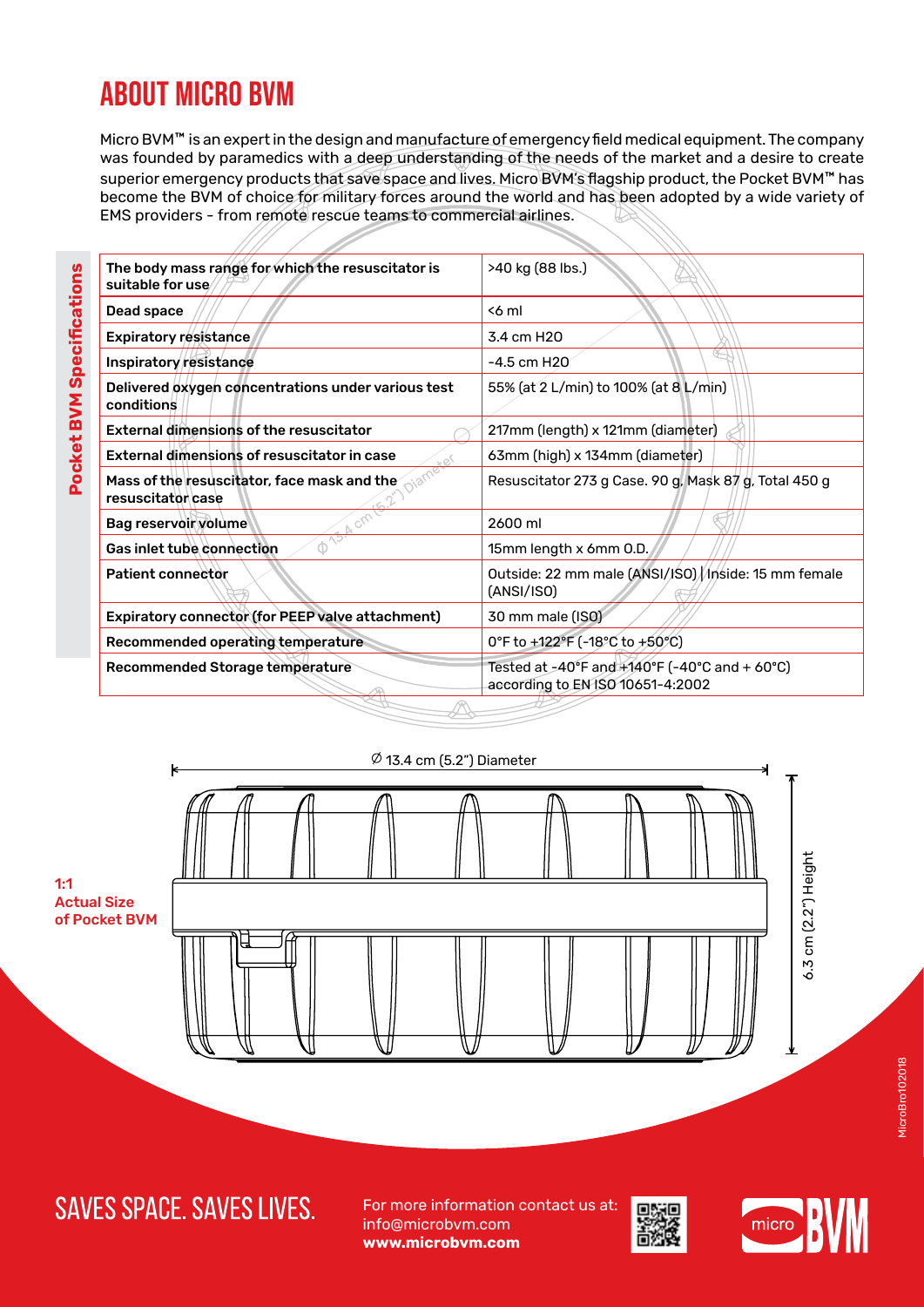# ABOUT MICRO BVM

Micro BVM™ is an expert in the design and manufacture of emergency field medical equipment. The company was founded by paramedics with a deep understanding of the needs of the market and a desire to create superior emergency products that save space and lives. Micro BVM's flagship product, the Pocket BVM™ has become the BVM of choice for military forces around the world and has been adopted by a wide variety of EMS providers - from remote rescue teams to commercial airlines.

**Pocket BVM Specifications**

| | |
|---|---|
| **The body mass range for which the resuscitator is suitable for use** | >40 kg (88 lbs.) |
| **Dead space** | <6 ml |
| **Expiratory resistance** | 3.4 cm H2O |
| **Inspiratory resistance** | -4.5 cm H2O |
| **Delivered oxygen concentrations under various test conditions** | 55% (at 2 L/min) to 100% (at 8 L/min) |
| **External dimensions of the resuscitator** | 217mm (length) x 121mm (diameter) |
| **External dimensions of resuscitator in case** | 63mm (high) x 134mm (diameter) |
| **Mass of the resuscitator, face mask and the resuscitator case** | Resuscitator 273 g Case. 90 g, Mask 87 g, Total 450 g |
| **Bag reservoir volume** | 2600 ml |
| **Gas inlet tube connection** | 15mm length x 6mm O.D. |
| **Patient connector** | Outside: 22 mm male (ANSI/ISO) \| Inside: 15 mm female (ANSI/ISO) |
| **Expiratory connector (for PEEP valve attachment)** | 30 mm male (ISO) |
| **Recommended operating temperature** | 0°F to +122°F (-18°C to +50°C) |
| **Recommended Storage temperature** | Tested at -40°F and +140°F (-40°C and + 60°C) according to EN ISO 10651-4:2002 |

Ø 13.4 cm (5.2") Diameter

6.3 cm (2.2") Height

**1:1 Actual Size of Pocket BVM**

MicroBro102018

## SAVES SPACE. SAVES LIVES.

For more information contact us at:
info@microbvm.com
**www.microbvm.com**

micro BVM